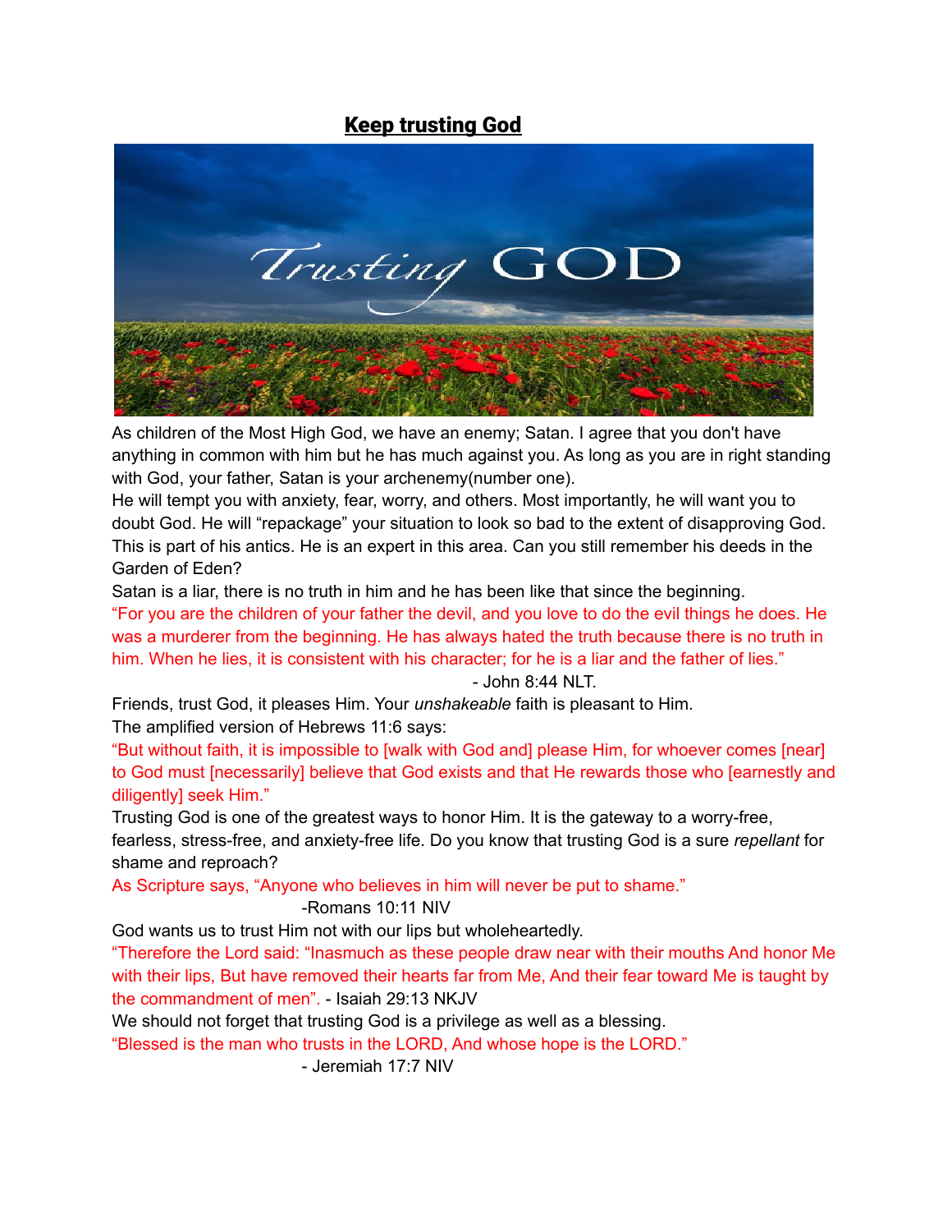# **Keep trusting God**

As children of the Most High God, we have an enemy; Satan. I agree that you don't have anything in common with him but he has much against you. As long as you are in right standing with God, your father, Satan is your archenemy(number one).

He will tempt you with anxiety, fear, worry, and others. Most importantly, he will want you to doubt God. He will "repackage" your situation to look so bad to the extent of disapproving God. This is part of his antics. He is an expert in this area. Can you still remember his deeds in the Garden of Eden?

Satan is a liar, there is no truth in him and he has been like that since the beginning.

"For you are the children of your father the devil, and you love to do the evil things he does. He was a murderer from the beginning. He has always hated the truth because there is no truth in him. When he lies, it is consistent with his character; for he is a liar and the father of lies."

- John 8:44 NLT.

Friends, trust God, it pleases Him. Your *unshakeable* faith is pleasant to Him.

The amplified version of Hebrews 11:6 says:

"But without faith, it is impossible to [walk with God and] please Him, for whoever comes [near] to God must [necessarily] believe that God exists and that He rewards those who [earnestly and diligently] seek Him."

Trusting God is one of the greatest ways to honor Him. It is the gateway to a worry-free, fearless, stress-free, and anxiety-free life. Do you know that trusting God is a sure *repellant* for shame and reproach?

As Scripture says, "Anyone who believes in him will never be put to shame."

-Romans 10:11 NIV

God wants us to trust Him not with our lips but wholeheartedly.

"Therefore the Lord said: "Inasmuch as these people draw near with their mouths And honor Me with their lips, But have removed their hearts far from Me, And their fear toward Me is taught by the commandment of men". - Isaiah 29:13 NKJV

We should not forget that trusting God is a privilege as well as a blessing.

"Blessed is the man who trusts in the LORD, And whose hope is the LORD."

- Jeremiah 17:7 NIV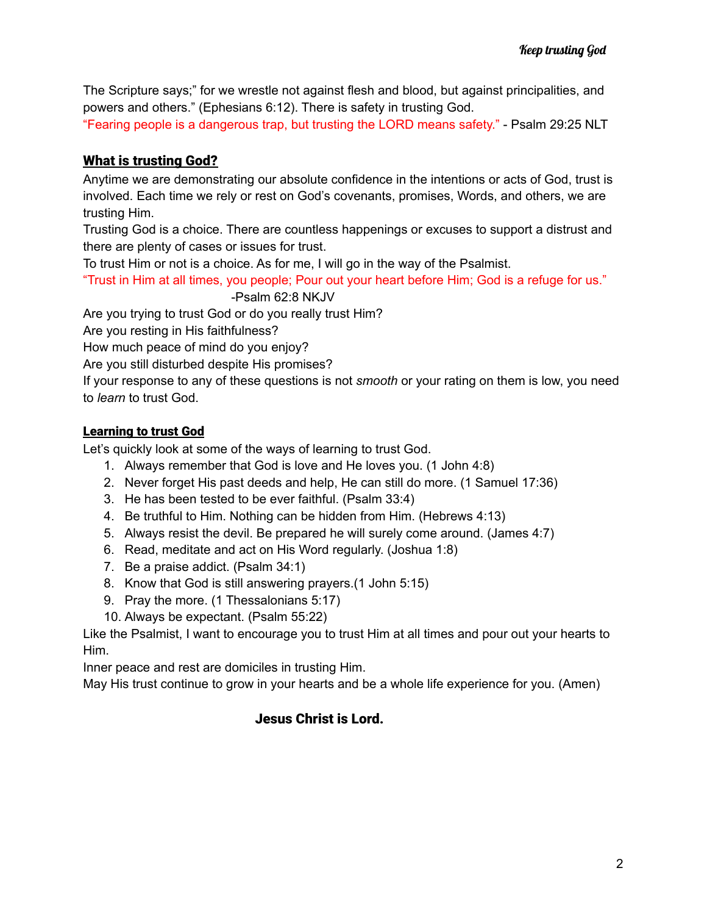The Scripture says;" for we wrestle not against flesh and blood, but against principalities, and powers and others." (Ephesians 6:12). There is safety in trusting God.

"Fearing people is a dangerous trap, but trusting the LORD means safety." - Psalm 29:25 NLT

## **What is trusting God?**

Anytime we are demonstrating our absolute confidence in the intentions or acts of God, trust is involved. Each time we rely or rest on God's covenants, promises, Words, and others, we are trusting Him.

Trusting God is a choice. There are countless happenings or excuses to support a distrust and there are plenty of cases or issues for trust.

To trust Him or not is a choice. As for me, I will go in the way of the Psalmist.

"Trust in Him at all times, you people; Pour out your heart before Him; God is a refuge for us."

-Psalm 62:8 NKJV

Are you trying to trust God or do you really trust Him?

Are you resting in His faithfulness?

How much peace of mind do you enjoy?

Are you still disturbed despite His promises?

If your response to any of these questions is not *smooth* or your rating on them is low, you need to *learn* to trust God.

### **Learning to trust God**

Let's quickly look at some of the ways of learning to trust God.

1. Always remember that God is love and He loves you. (1 John 4:8)
2. Never forget His past deeds and help, He can still do more. (1 Samuel 17:36)
3. He has been tested to be ever faithful. (Psalm 33:4)
4. Be truthful to Him. Nothing can be hidden from Him. (Hebrews 4:13)
5. Always resist the devil. Be prepared he will surely come around. (James 4:7)
6. Read, meditate and act on His Word regularly. (Joshua 1:8)
7. Be a praise addict. (Psalm 34:1)
8. Know that God is still answering prayers.(1 John 5:15)
9. Pray the more. (1 Thessalonians 5:17)
10. Always be expectant. (Psalm 55:22)

Like the Psalmist, I want to encourage you to trust Him at all times and pour out your hearts to Him.

Inner peace and rest are domiciles in trusting Him.

May His trust continue to grow in your hearts and be a whole life experience for you. (Amen)

**Jesus Christ is Lord.**